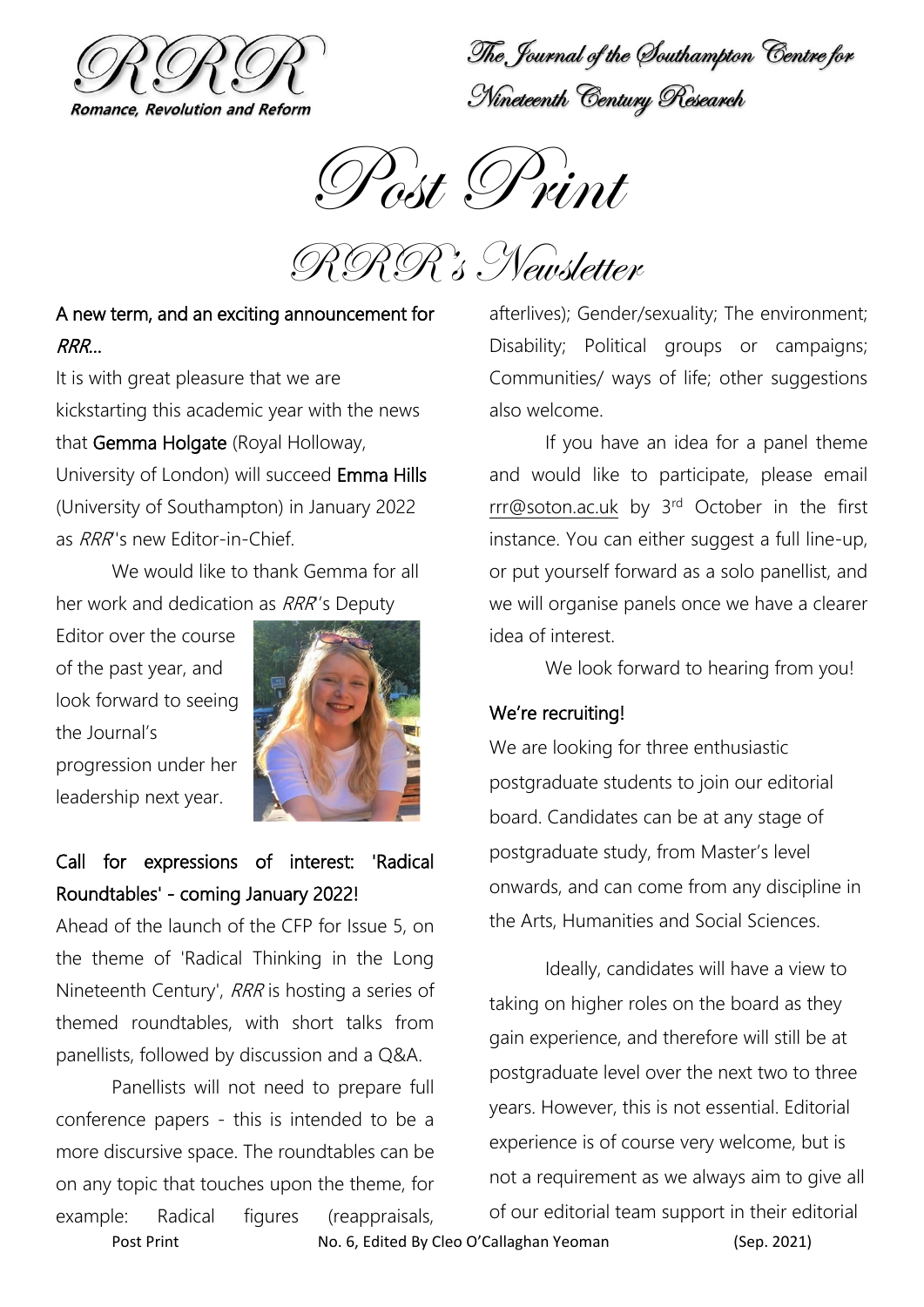# Post Print

## RRR's Newsletter

### A new term, and an exciting announcement for *RRR*...

It is with great pleasure that we are kickstarting this academic year with the news that Gemma Holgate (Royal Holloway, University of London) will succeed Emma Hills (University of Southampton) in January 2022 as *RRR*'s new Editor-in-Chief.

We would like to thank Gemma for all her work and dedication as *RRR*'s Deputy Editor over the course of the past year, and look forward to seeing the Journal's progression under her leadership next year.

### Call for expressions of interest: 'Radical Roundtables' - coming January 2022!

Ahead of the launch of the CFP for Issue 5, on the theme of 'Radical Thinking in the Long Nineteenth Century', *RRR* is hosting a series of themed roundtables, with short talks from panellists, followed by discussion and a Q&A.

Panellists will not need to prepare full conference papers - this is intended to be a more discursive space. The roundtables can be on any topic that touches upon the theme, for example: Radical figures (reappraisals, afterlives); Gender/sexuality; The environment; Disability; Political groups or campaigns; Communities/ ways of life; other suggestions also welcome.

If you have an idea for a panel theme and would like to participate, please email rrr@soton.ac.uk by 3rd October in the first instance. You can either suggest a full line-up, or put yourself forward as a solo panellist, and we will organise panels once we have a clearer idea of interest.

We look forward to hearing from you!

### We're recruiting!

We are looking for three enthusiastic postgraduate students to join our editorial board. Candidates can be at any stage of postgraduate study, from Master's level onwards, and can come from any discipline in the Arts, Humanities and Social Sciences.

Ideally, candidates will have a view to taking on higher roles on the board as they gain experience, and therefore will still be at postgraduate level over the next two to three years. However, this is not essential. Editorial experience is of course very welcome, but is not a requirement as we always aim to give all of our editorial team support in their editorial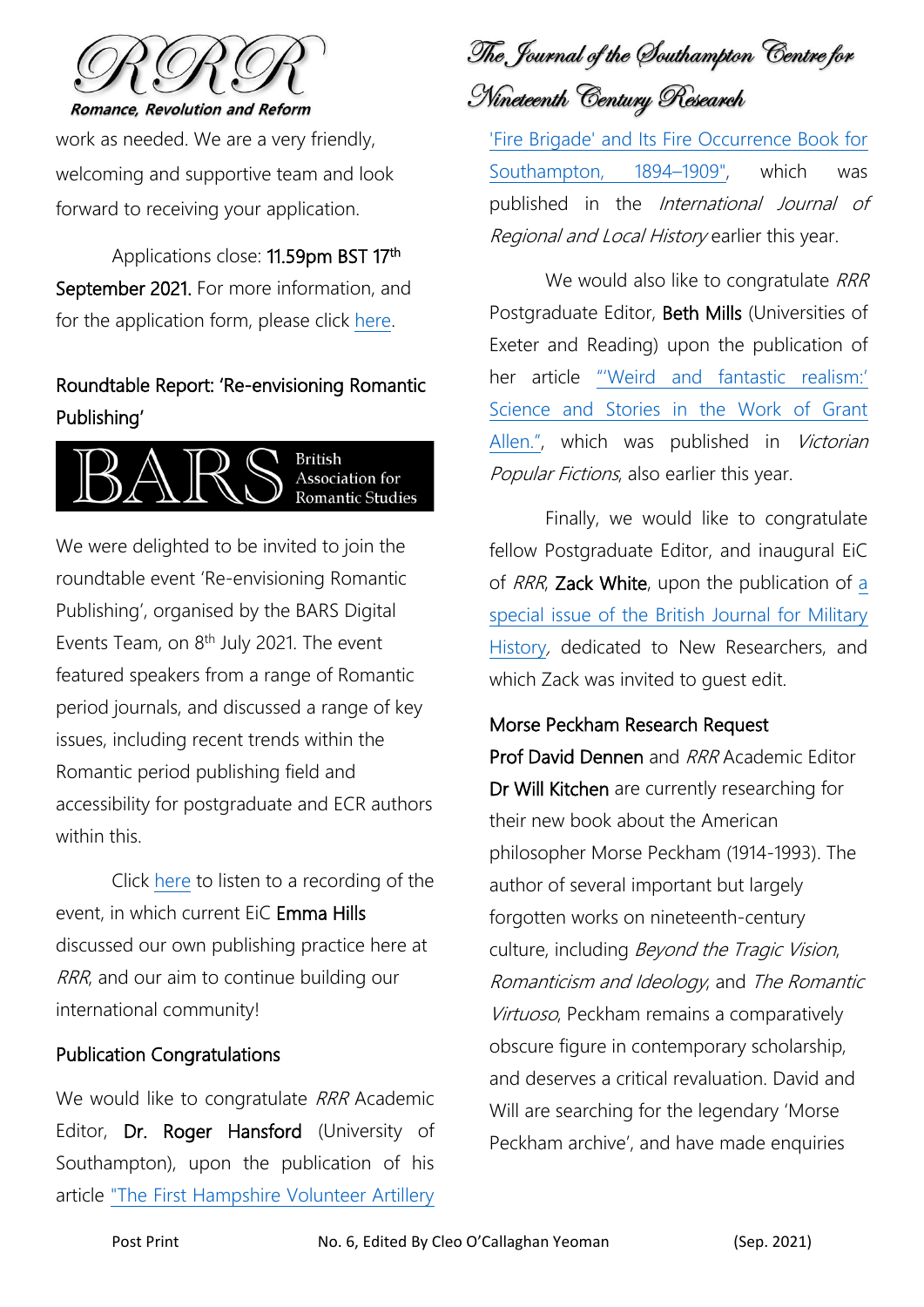work as needed. We are a very friendly, welcoming and supportive team and look forward to receiving your application.

Applications close: **11.59pm BST 17th September 2021.** For more information, and for the application form, please click here.

## Roundtable Report: 'Re-envisioning Romantic Publishing'

BARS British Association for Romantic Studies

We were delighted to be invited to join the roundtable event 'Re-envisioning Romantic Publishing', organised by the BARS Digital Events Team, on 8th July 2021. The event featured speakers from a range of Romantic period journals, and discussed a range of key issues, including recent trends within the Romantic period publishing field and accessibility for postgraduate and ECR authors within this.

Click here to listen to a recording of the event, in which current EiC **Emma Hills** discussed our own publishing practice here at *RRR*, and our aim to continue building our international community!

## Publication Congratulations

We would like to congratulate *RRR* Academic Editor, **Dr. Roger Hansford** (University of Southampton), upon the publication of his article "The First Hampshire Volunteer Artillery 'Fire Brigade' and Its Fire Occurrence Book for Southampton, 1894–1909", which was published in the *International Journal of Regional and Local History* earlier this year.

We would also like to congratulate *RRR* Postgraduate Editor, **Beth Mills** (Universities of Exeter and Reading) upon the publication of her article "'Weird and fantastic realism:' Science and Stories in the Work of Grant Allen.", which was published in *Victorian Popular Fictions*, also earlier this year.

Finally, we would like to congratulate fellow Postgraduate Editor, and inaugural EiC of *RRR*, **Zack White**, upon the publication of a special issue of the British Journal for Military History, dedicated to New Researchers, and which Zack was invited to guest edit.

## Morse Peckham Research Request

**Prof David Dennen** and *RRR* Academic Editor **Dr Will Kitchen** are currently researching for their new book about the American philosopher Morse Peckham (1914-1993). The author of several important but largely forgotten works on nineteenth-century culture, including *Beyond the Tragic Vision*, *Romanticism and Ideology*, and *The Romantic Virtuoso*, Peckham remains a comparatively obscure figure in contemporary scholarship, and deserves a critical revaluation. David and Will are searching for the legendary 'Morse Peckham archive', and have made enquiries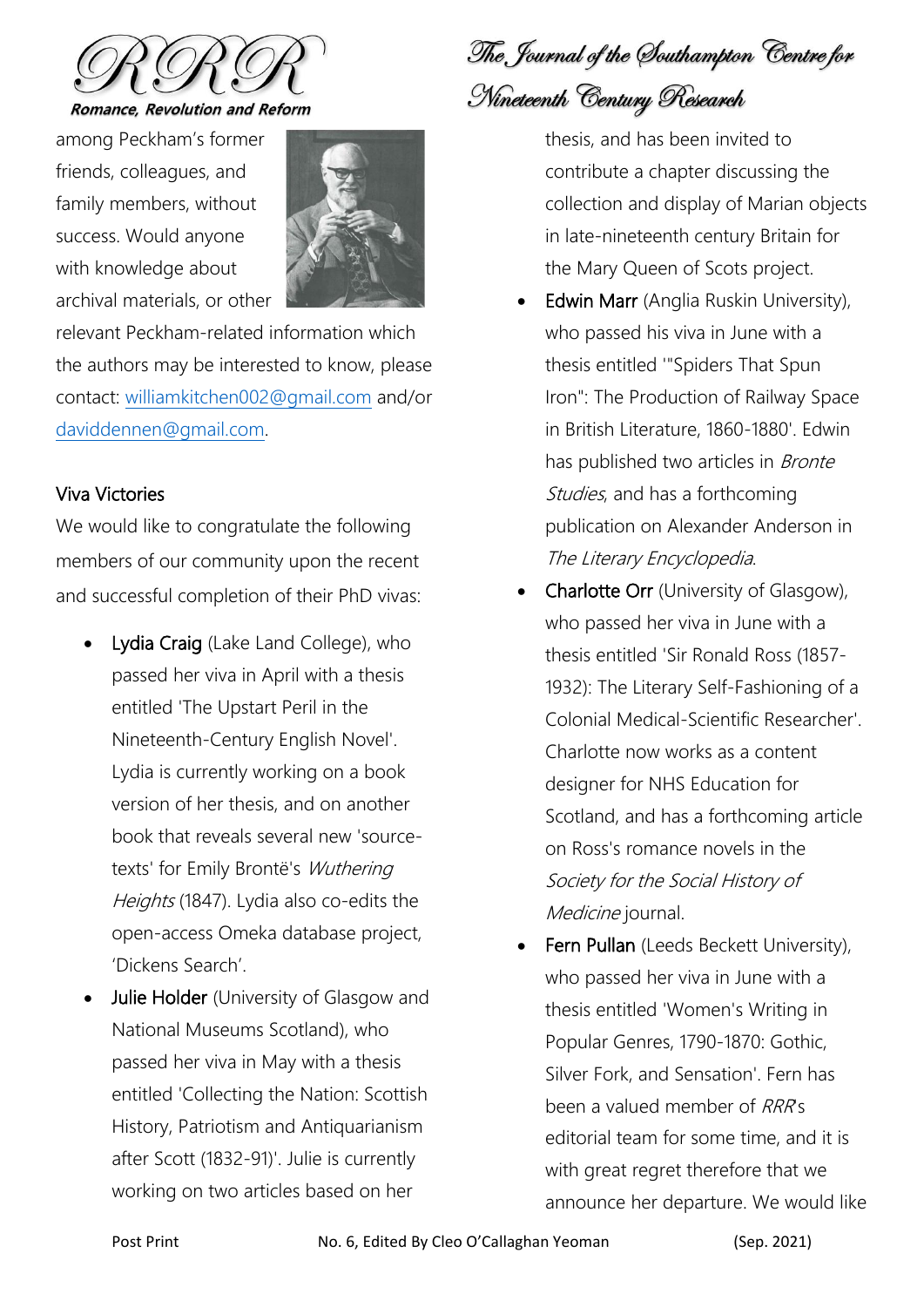among Peckham's former friends, colleagues, and family members, without success. Would anyone with knowledge about archival materials, or other relevant Peckham-related information which the authors may be interested to know, please contact: williamkitchen002@gmail.com and/or daviddennen@gmail.com.

## Viva Victories

We would like to congratulate the following members of our community upon the recent and successful completion of their PhD vivas:

- Lydia Craig (Lake Land College), who passed her viva in April with a thesis entitled 'The Upstart Peril in the Nineteenth-Century English Novel'. Lydia is currently working on a book version of her thesis, and on another book that reveals several new 'source-texts' for Emily Brontë's *Wuthering Heights* (1847). Lydia also co-edits the open-access Omeka database project, 'Dickens Search'.
- Julie Holder (University of Glasgow and National Museums Scotland), who passed her viva in May with a thesis entitled 'Collecting the Nation: Scottish History, Patriotism and Antiquarianism after Scott (1832-91)'. Julie is currently working on two articles based on her thesis, and has been invited to contribute a chapter discussing the collection and display of Marian objects in late-nineteenth century Britain for the Mary Queen of Scots project.
- Edwin Marr (Anglia Ruskin University), who passed his viva in June with a thesis entitled '"Spiders That Spun Iron": The Production of Railway Space in British Literature, 1860-1880'. Edwin has published two articles in *Bronte Studies*, and has a forthcoming publication on Alexander Anderson in *The Literary Encyclopedia*.
- Charlotte Orr (University of Glasgow), who passed her viva in June with a thesis entitled 'Sir Ronald Ross (1857-1932): The Literary Self-Fashioning of a Colonial Medical-Scientific Researcher'. Charlotte now works as a content designer for NHS Education for Scotland, and has a forthcoming article on Ross's romance novels in the *Society for the Social History of Medicine* journal.
- Fern Pullan (Leeds Beckett University), who passed her viva in June with a thesis entitled 'Women's Writing in Popular Genres, 1790-1870: Gothic, Silver Fork, and Sensation'. Fern has been a valued member of *RRR*'s editorial team for some time, and it is with great regret therefore that we announce her departure. We would like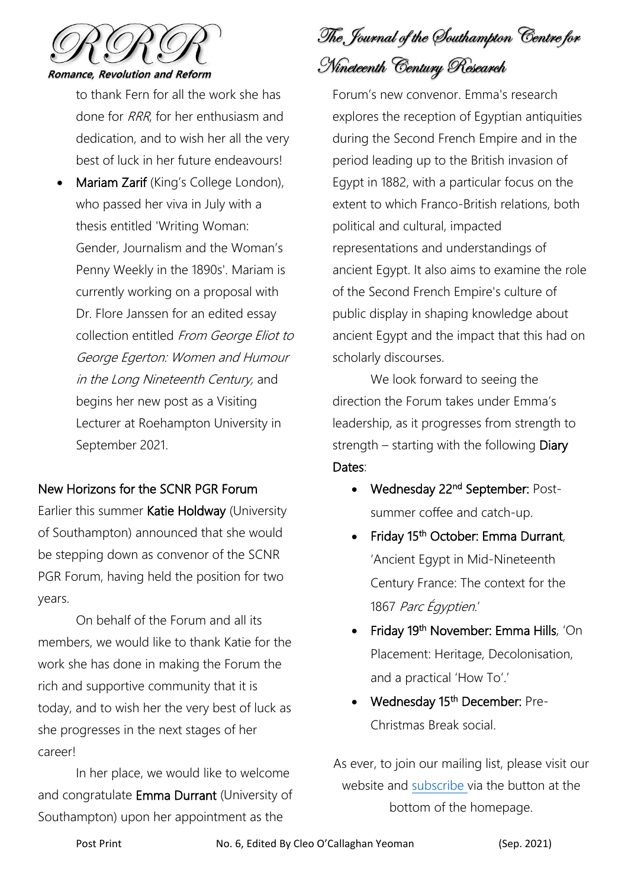to thank Fern for all the work she has done for *RRR*, for her enthusiasm and dedication, and to wish her all the very best of luck in her future endeavours!

- **Mariam Zarif** (King's College London), who passed her viva in July with a thesis entitled 'Writing Woman: Gender, Journalism and the Woman's Penny Weekly in the 1890s'. Mariam is currently working on a proposal with Dr. Flore Janssen for an edited essay collection entitled *From George Eliot to George Egerton: Women and Humour in the Long Nineteenth Century,* and begins her new post as a Visiting Lecturer at Roehampton University in September 2021.

## New Horizons for the SCNR PGR Forum

Earlier this summer **Katie Holdway** (University of Southampton) announced that she would be stepping down as convenor of the SCNR PGR Forum, having held the position for two years.

On behalf of the Forum and all its members, we would like to thank Katie for the work she has done in making the Forum the rich and supportive community that it is today, and to wish her the very best of luck as she progresses in the next stages of her career!

In her place, we would like to welcome and congratulate **Emma Durrant** (University of Southampton) upon her appointment as the Forum's new convenor. Emma's research explores the reception of Egyptian antiquities during the Second French Empire and in the period leading up to the British invasion of Egypt in 1882, with a particular focus on the extent to which Franco-British relations, both political and cultural, impacted representations and understandings of ancient Egypt. It also aims to examine the role of the Second French Empire's culture of public display in shaping knowledge about ancient Egypt and the impact that this had on scholarly discourses.

We look forward to seeing the direction the Forum takes under Emma's leadership, as it progresses from strength to strength – starting with the following **Diary Dates**:

- **Wednesday 22nd September:** Post-summer coffee and catch-up.
- **Friday 15th October: Emma Durrant**, 'Ancient Egypt in Mid-Nineteenth Century France: The context for the 1867 *Parc Égyptien*.'
- **Friday 19th November: Emma Hills**, 'On Placement: Heritage, Decolonisation, and a practical 'How To'.'
- **Wednesday 15th December:** Pre-Christmas Break social.

As ever, to join our mailing list, please visit our website and subscribe via the button at the bottom of the homepage.